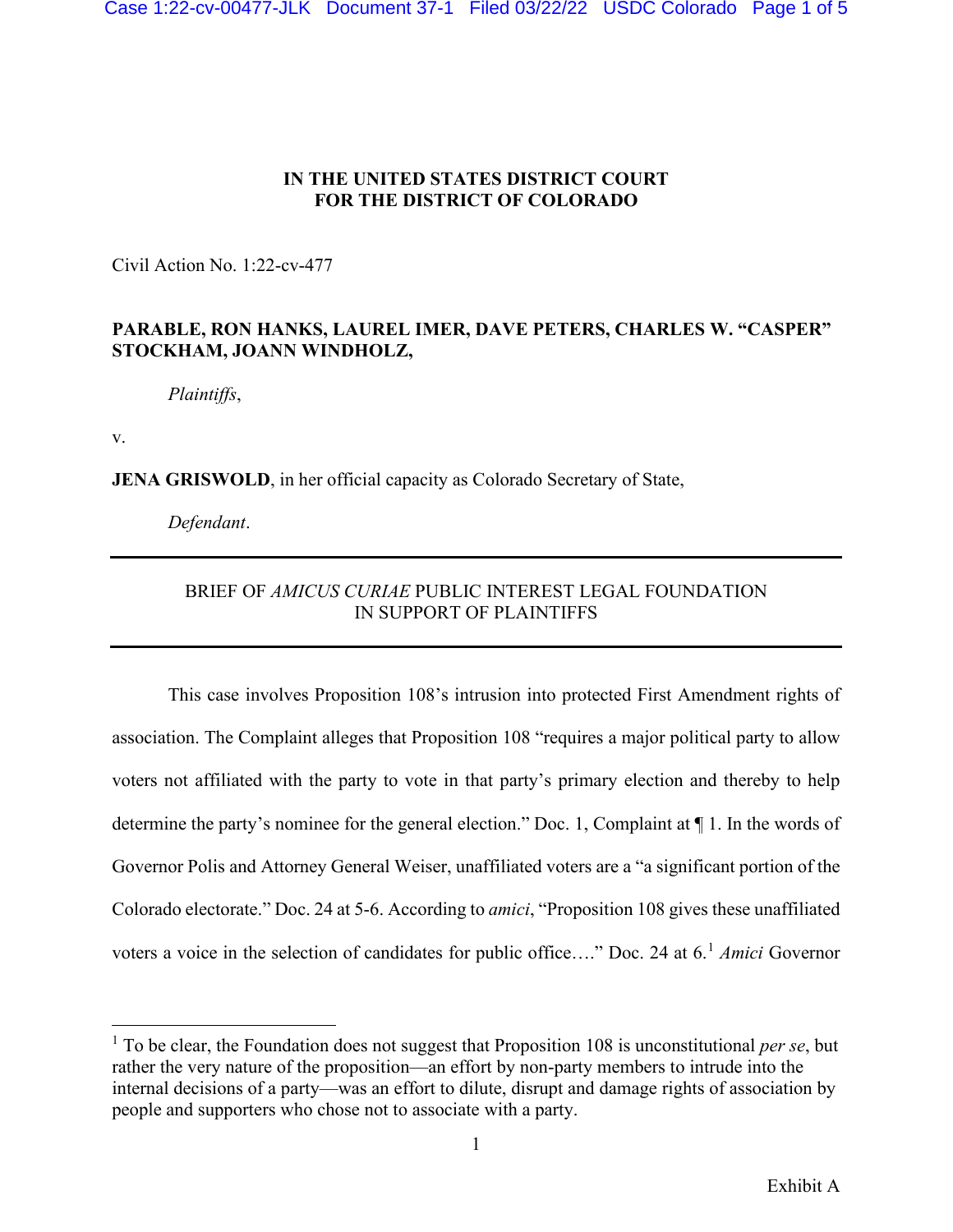**IN THE UNITED STATES DISTRICT COURT**
**FOR THE DISTRICT OF COLORADO**

Civil Action No. 1:22-cv-477

**PARABLE, RON HANKS, LAUREL IMER, DAVE PETERS, CHARLES W. "CASPER" STOCKHAM, JOANN WINDHOLZ,**

*Plaintiffs*,

v.

**JENA GRISWOLD**, in her official capacity as Colorado Secretary of State,

*Defendant*.

---

BRIEF OF *AMICUS CURIAE* PUBLIC INTEREST LEGAL FOUNDATION
IN SUPPORT OF PLAINTIFFS

---

This case involves Proposition 108's intrusion into protected First Amendment rights of association. The Complaint alleges that Proposition 108 "requires a major political party to allow voters not affiliated with the party to vote in that party's primary election and thereby to help determine the party's nominee for the general election." Doc. 1, Complaint at ¶ 1. In the words of Governor Polis and Attorney General Weiser, unaffiliated voters are a "a significant portion of the Colorado electorate." Doc. 24 at 5-6. According to *amici*, "Proposition 108 gives these unaffiliated voters a voice in the selection of candidates for public office…." Doc. 24 at 6.[1] *Amici* Governor

[1] To be clear, the Foundation does not suggest that Proposition 108 is unconstitutional *per se*, but rather the very nature of the proposition—an effort by non-party members to intrude into the internal decisions of a party—was an effort to dilute, disrupt and damage rights of association by people and supporters who chose not to associate with a party.

Exhibit A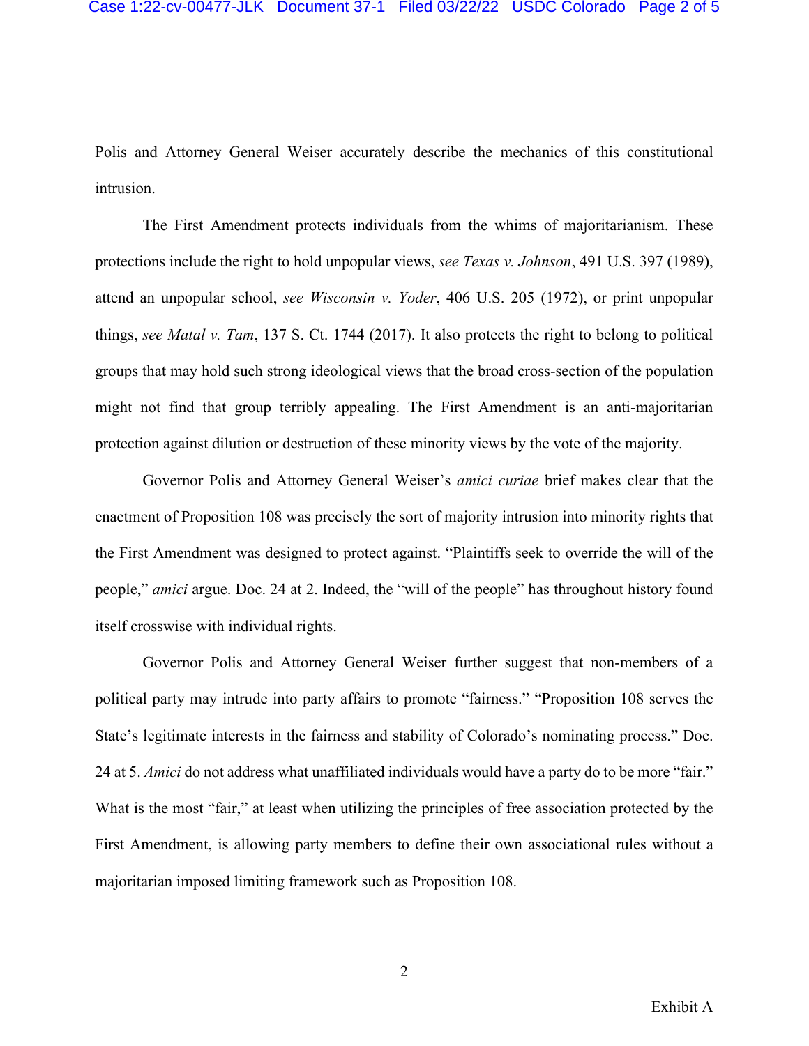Polis and Attorney General Weiser accurately describe the mechanics of this constitutional intrusion.

The First Amendment protects individuals from the whims of majoritarianism. These protections include the right to hold unpopular views, *see Texas v. Johnson*, 491 U.S. 397 (1989), attend an unpopular school, *see Wisconsin v. Yoder*, 406 U.S. 205 (1972), or print unpopular things, *see Matal v. Tam*, 137 S. Ct. 1744 (2017). It also protects the right to belong to political groups that may hold such strong ideological views that the broad cross-section of the population might not find that group terribly appealing. The First Amendment is an anti-majoritarian protection against dilution or destruction of these minority views by the vote of the majority.

Governor Polis and Attorney General Weiser's *amici curiae* brief makes clear that the enactment of Proposition 108 was precisely the sort of majority intrusion into minority rights that the First Amendment was designed to protect against. "Plaintiffs seek to override the will of the people," *amici* argue. Doc. 24 at 2. Indeed, the "will of the people" has throughout history found itself crosswise with individual rights.

Governor Polis and Attorney General Weiser further suggest that non-members of a political party may intrude into party affairs to promote "fairness." "Proposition 108 serves the State's legitimate interests in the fairness and stability of Colorado's nominating process." Doc. 24 at 5. *Amici* do not address what unaffiliated individuals would have a party do to be more "fair." What is the most "fair," at least when utilizing the principles of free association protected by the First Amendment, is allowing party members to define their own associational rules without a majoritarian imposed limiting framework such as Proposition 108.

Exhibit A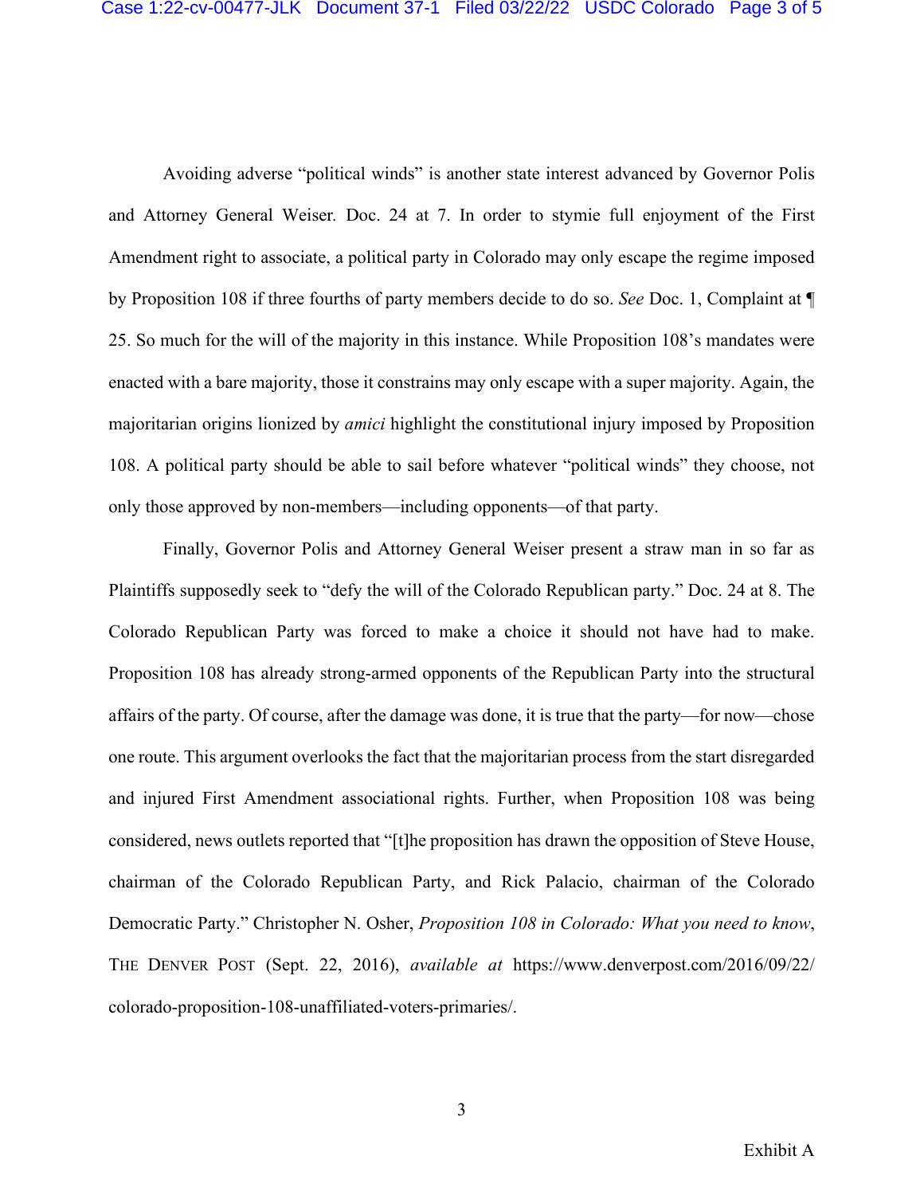Avoiding adverse "political winds" is another state interest advanced by Governor Polis and Attorney General Weiser. Doc. 24 at 7. In order to stymie full enjoyment of the First Amendment right to associate, a political party in Colorado may only escape the regime imposed by Proposition 108 if three fourths of party members decide to do so. *See* Doc. 1, Complaint at ¶ 25. So much for the will of the majority in this instance. While Proposition 108's mandates were enacted with a bare majority, those it constrains may only escape with a super majority. Again, the majoritarian origins lionized by *amici* highlight the constitutional injury imposed by Proposition 108. A political party should be able to sail before whatever "political winds" they choose, not only those approved by non-members—including opponents—of that party.

Finally, Governor Polis and Attorney General Weiser present a straw man in so far as Plaintiffs supposedly seek to "defy the will of the Colorado Republican party." Doc. 24 at 8. The Colorado Republican Party was forced to make a choice it should not have had to make. Proposition 108 has already strong-armed opponents of the Republican Party into the structural affairs of the party. Of course, after the damage was done, it is true that the party—for now—chose one route. This argument overlooks the fact that the majoritarian process from the start disregarded and injured First Amendment associational rights. Further, when Proposition 108 was being considered, news outlets reported that "[t]he proposition has drawn the opposition of Steve House, chairman of the Colorado Republican Party, and Rick Palacio, chairman of the Colorado Democratic Party." Christopher N. Osher, *Proposition 108 in Colorado: What you need to know*, THE DENVER POST (Sept. 22, 2016), *available at* https://www.denverpost.com/2016/09/22/colorado-proposition-108-unaffiliated-voters-primaries/.

Exhibit A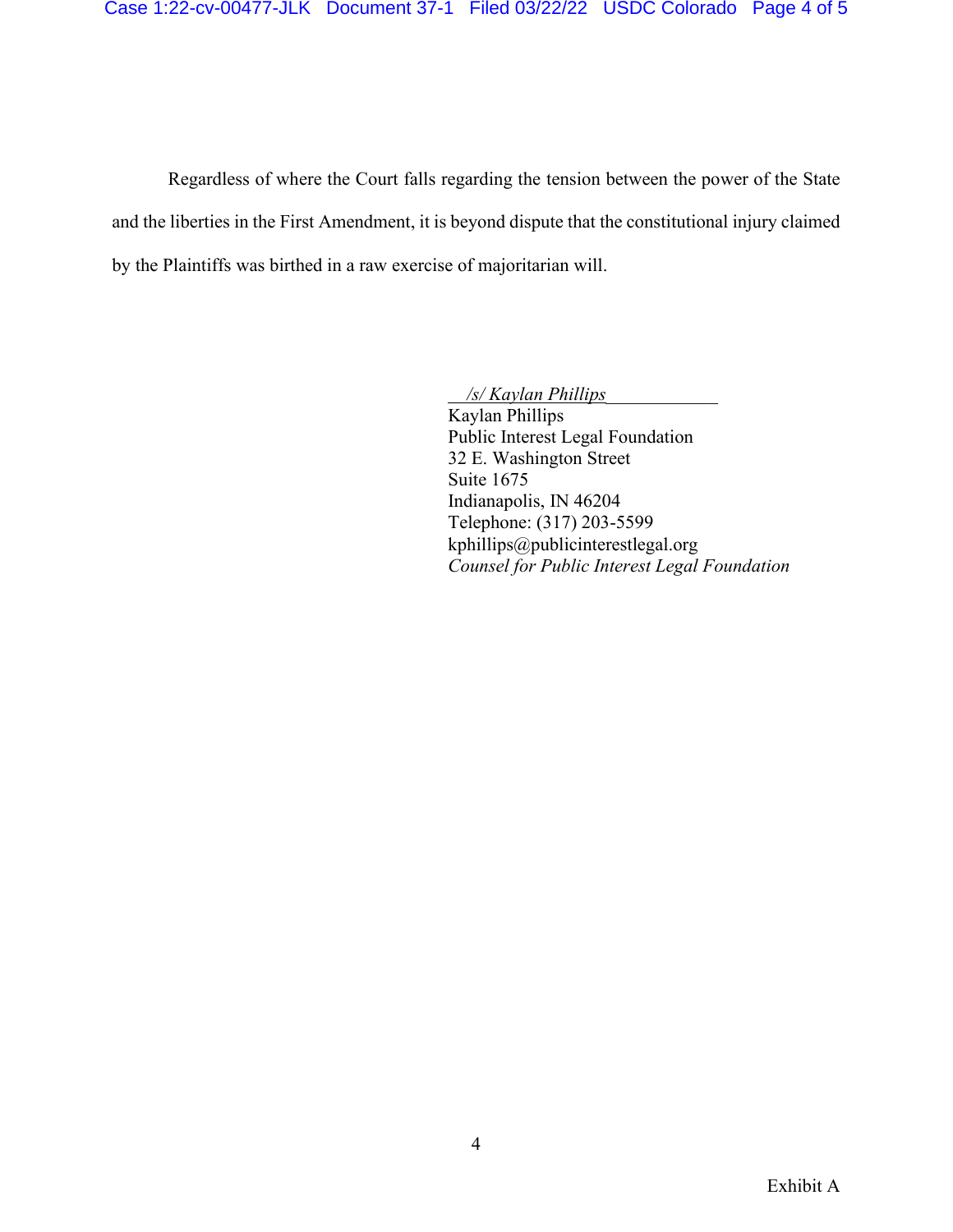Regardless of where the Court falls regarding the tension between the power of the State and the liberties in the First Amendment, it is beyond dispute that the constitutional injury claimed by the Plaintiffs was birthed in a raw exercise of majoritarian will.

*/s/ Kaylan Phillips*  
Kaylan Phillips  
Public Interest Legal Foundation  
32 E. Washington Street  
Suite 1675  
Indianapolis, IN 46204  
Telephone: (317) 203-5599  
kphillips@publicinterestlegal.org  
*Counsel for Public Interest Legal Foundation*

Exhibit A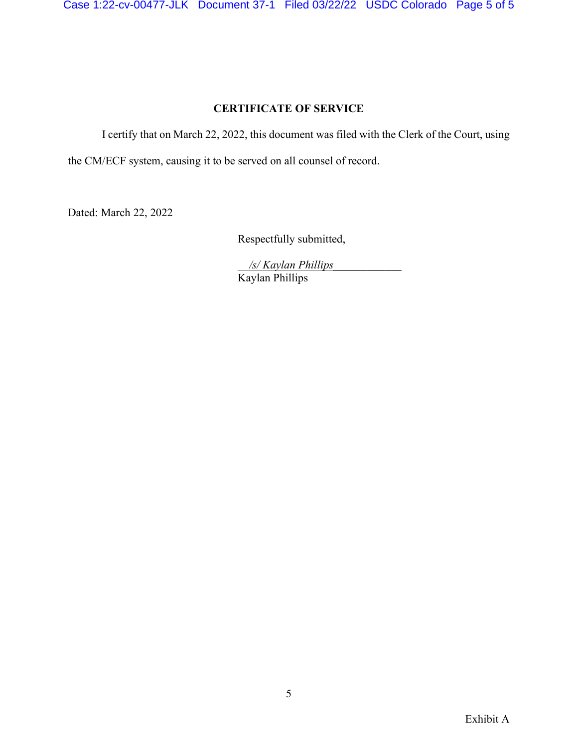**CERTIFICATE OF SERVICE**

I certify that on March 22, 2022, this document was filed with the Clerk of the Court, using the CM/ECF system, causing it to be served on all counsel of record.

Dated: March 22, 2022

Respectfully submitted,

*/s/ Kaylan Phillips*
Kaylan Phillips

Exhibit A